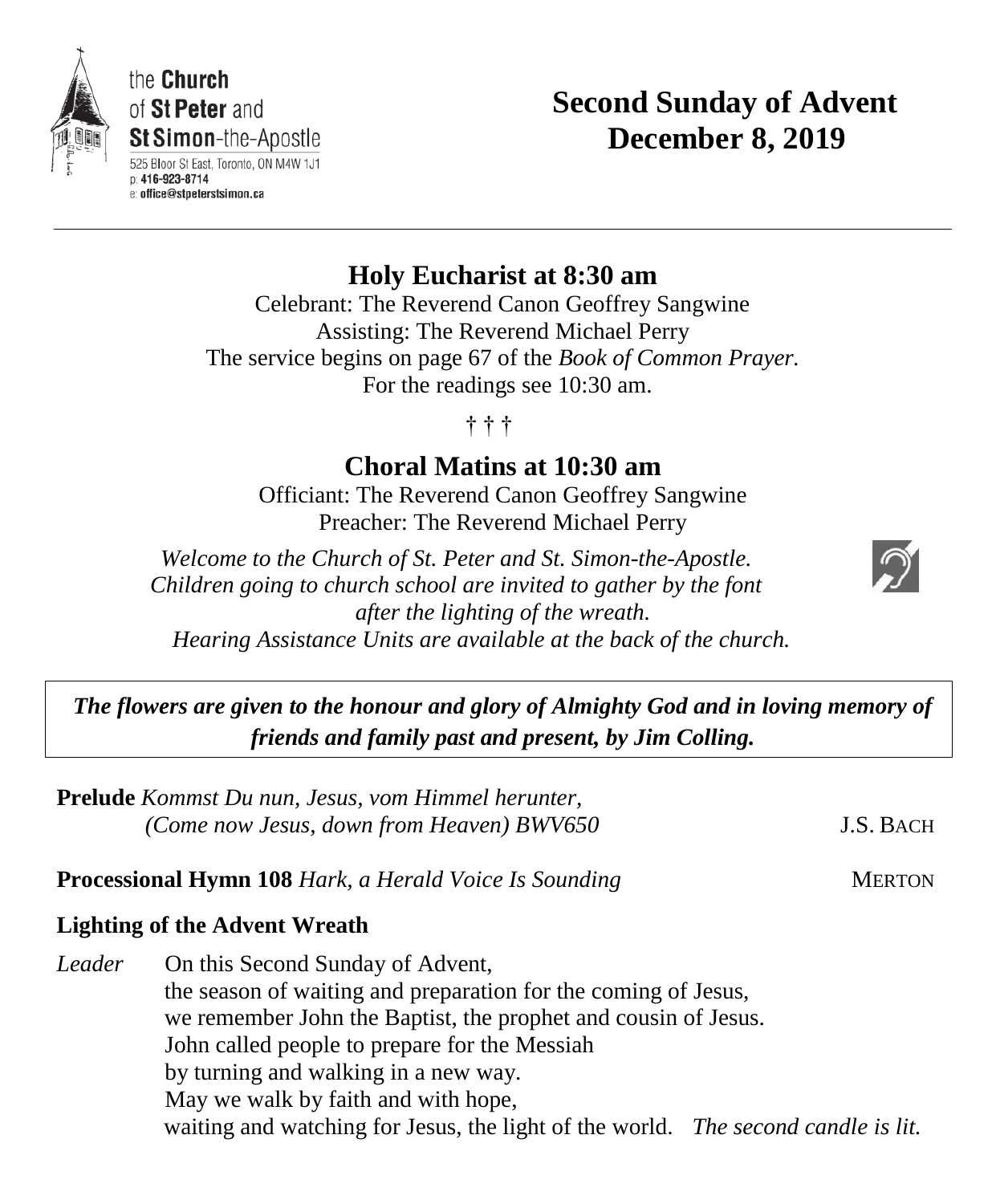the **Church**
of **St Peter** and
**St Simon**-the-Apostle
525 Bloor St East, Toronto, ON M4W 1J1
p: **416-923-8714**
e: **office@stpeterstsimon.ca**

# Second Sunday of Advent
# December 8, 2019

---

## Holy Eucharist at 8:30 am

Celebrant: The Reverend Canon Geoffrey Sangwine
Assisting: The Reverend Michael Perry
The service begins on page 67 of the *Book of Common Prayer.*
For the readings see 10:30 am.

† † †

## Choral Matins at 10:30 am

Officiant: The Reverend Canon Geoffrey Sangwine
Preacher: The Reverend Michael Perry

*Welcome to the Church of St. Peter and St. Simon-the-Apostle.*
*Children going to church school are invited to gather by the font after the lighting of the wreath.*
*Hearing Assistance Units are available at the back of the church.*

***The flowers are given to the honour and glory of Almighty God and in loving memory of friends and family past and present, by Jim Colling.***

**Prelude** *Kommst Du nun, Jesus, vom Himmel herunter,*
*(Come now Jesus, down from Heaven) BWV650* — J.S. BACH

**Processional Hymn 108** *Hark, a Herald Voice Is Sounding* — MERTON

**Lighting of the Advent Wreath**

*Leader* On this Second Sunday of Advent,
the season of waiting and preparation for the coming of Jesus,
we remember John the Baptist, the prophet and cousin of Jesus.
John called people to prepare for the Messiah
by turning and walking in a new way.
May we walk by faith and with hope,
waiting and watching for Jesus, the light of the world. *The second candle is lit.*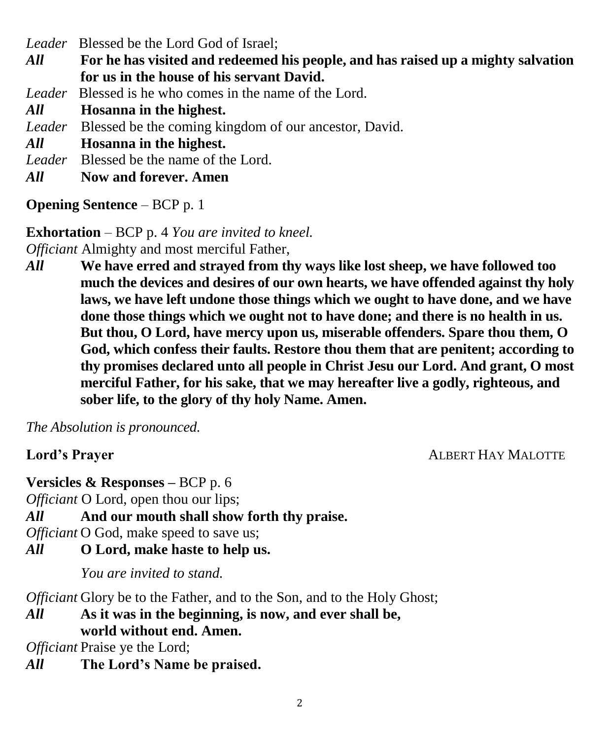*Leader* Blessed be the Lord God of Israel;

***All*** **For he has visited and redeemed his people, and has raised up a mighty salvation for us in the house of his servant David.**

*Leader* Blessed is he who comes in the name of the Lord.

***All*** **Hosanna in the highest.**

*Leader* Blessed be the coming kingdom of our ancestor, David.

***All*** **Hosanna in the highest.**

*Leader* Blessed be the name of the Lord.

***All*** **Now and forever. Amen**

**Opening Sentence** – BCP p. 1

**Exhortation** – BCP p. 4 *You are invited to kneel.*

*Officiant* Almighty and most merciful Father,

***All*** **We have erred and strayed from thy ways like lost sheep, we have followed too much the devices and desires of our own hearts, we have offended against thy holy laws, we have left undone those things which we ought to have done, and we have done those things which we ought not to have done; and there is no health in us. But thou, O Lord, have mercy upon us, miserable offenders. Spare thou them, O God, which confess their faults. Restore thou them that are penitent; according to thy promises declared unto all people in Christ Jesu our Lord. And grant, O most merciful Father, for his sake, that we may hereafter live a godly, righteous, and sober life, to the glory of thy holy Name. Amen.**

*The Absolution is pronounced.*

**Lord's Prayer** ALBERT HAY MALOTTE

**Versicles & Responses –** BCP p. 6

*Officiant* O Lord, open thou our lips;

***All*** **And our mouth shall show forth thy praise.**

*Officiant* O God, make speed to save us;

***All*** **O Lord, make haste to help us.**

*You are invited to stand.*

*Officiant* Glory be to the Father, and to the Son, and to the Holy Ghost;

***All*** **As it was in the beginning, is now, and ever shall be, world without end. Amen.**

*Officiant* Praise ye the Lord;

***All*** **The Lord's Name be praised.**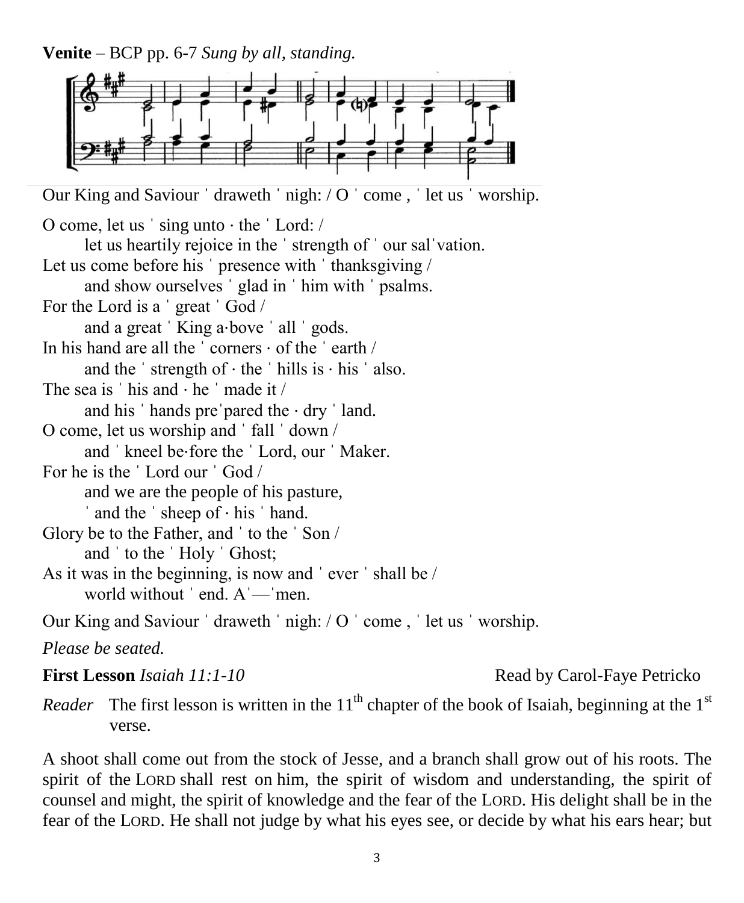**Venite** – BCP pp. 6-7 *Sung by all, standing.*

Our King and Saviour ˈ draweth ˈ nigh: / O ˈ come , ˈ let us ˈ worship.

O come, let us ˈ sing unto · the ˈ Lord: /
    let us heartily rejoice in the ˈ strength of ˈ our salˈvation.
Let us come before his ˈ presence with ˈ thanksgiving /
    and show ourselves ˈ glad in ˈ him with ˈ psalms.
For the Lord is a ˈ great ˈ God /
    and a great ˈ King a·bove ˈ all ˈ gods.
In his hand are all the ˈ corners · of the ˈ earth /
    and the ˈ strength of · the ˈ hills is · his ˈ also.
The sea is ˈ his and · he ˈ made it /
    and his ˈ hands preˈpared the · dry ˈ land.
O come, let us worship and ˈ fall ˈ down /
    and ˈ kneel be·fore the ˈ Lord, our ˈ Maker.
For he is the ˈ Lord our ˈ God /
    and we are the people of his pasture,
    ˈ and the ˈ sheep of · his ˈ hand.
Glory be to the Father, and ˈ to the ˈ Son /
    and ˈ to the ˈ Holy ˈ Ghost;
As it was in the beginning, is now and ˈ ever ˈ shall be /
    world without ˈ end. Aˈ—ˈmen.

Our King and Saviour ˈ draweth ˈ nigh: / O ˈ come , ˈ let us ˈ worship.

*Please be seated.*

**First Lesson** *Isaiah 11:1-10* Read by Carol-Faye Petricko

*Reader* The first lesson is written in the 11th chapter of the book of Isaiah, beginning at the 1st verse.

A shoot shall come out from the stock of Jesse, and a branch shall grow out of his roots. The spirit of the LORD shall rest on him, the spirit of wisdom and understanding, the spirit of counsel and might, the spirit of knowledge and the fear of the LORD. His delight shall be in the fear of the LORD. He shall not judge by what his eyes see, or decide by what his ears hear; but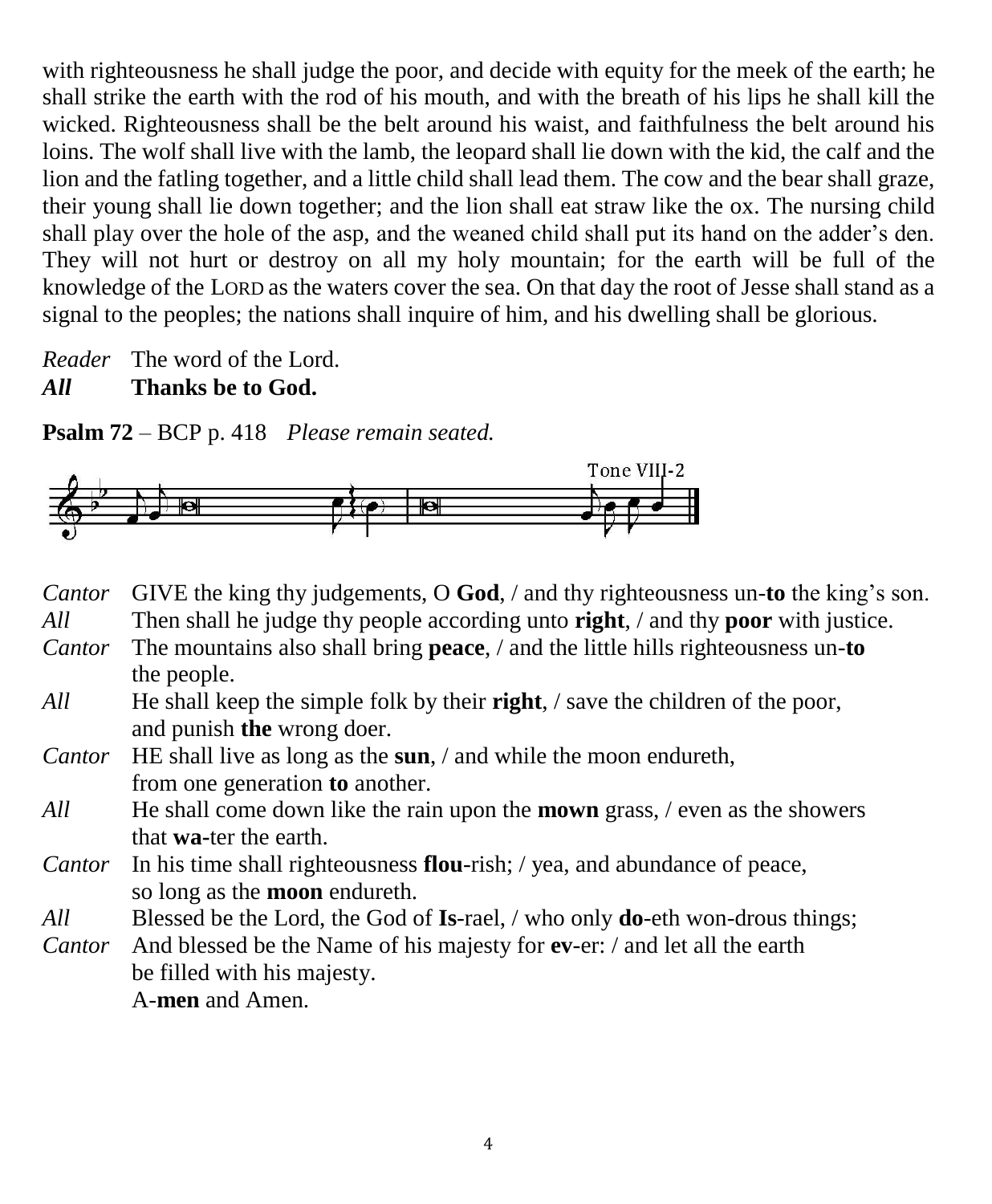with righteousness he shall judge the poor, and decide with equity for the meek of the earth; he shall strike the earth with the rod of his mouth, and with the breath of his lips he shall kill the wicked. Righteousness shall be the belt around his waist, and faithfulness the belt around his loins. The wolf shall live with the lamb, the leopard shall lie down with the kid, the calf and the lion and the fatling together, and a little child shall lead them. The cow and the bear shall graze, their young shall lie down together; and the lion shall eat straw like the ox. The nursing child shall play over the hole of the asp, and the weaned child shall put its hand on the adder's den. They will not hurt or destroy on all my holy mountain; for the earth will be full of the knowledge of the LORD as the waters cover the sea. On that day the root of Jesse shall stand as a signal to the peoples; the nations shall inquire of him, and his dwelling shall be glorious.

*Reader* The word of the Lord.
***All*** **Thanks be to God.**

**Psalm 72** – BCP p. 418 *Please remain seated.*

Tone VIII-2

*Cantor* GIVE the king thy judgements, O **God**, / and thy righteousness un-**to** the king's son.
*All* Then shall he judge thy people according unto **right**, / and thy **poor** with justice.
*Cantor* The mountains also shall bring **peace**, / and the little hills righteousness un-**to** the people.
*All* He shall keep the simple folk by their **right**, / save the children of the poor, and punish **the** wrong doer.
*Cantor* HE shall live as long as the **sun**, / and while the moon endureth, from one generation **to** another.
*All* He shall come down like the rain upon the **mown** grass, / even as the showers that **wa-**ter the earth.
*Cantor* In his time shall righteousness **flou**-rish; / yea, and abundance of peace, so long as the **moon** endureth.
*All* Blessed be the Lord, the God of **Is**-rael, / who only **do**-eth won-drous things;
*Cantor* And blessed be the Name of his majesty for **ev**-er: / and let all the earth be filled with his majesty.
A-**men** and Amen.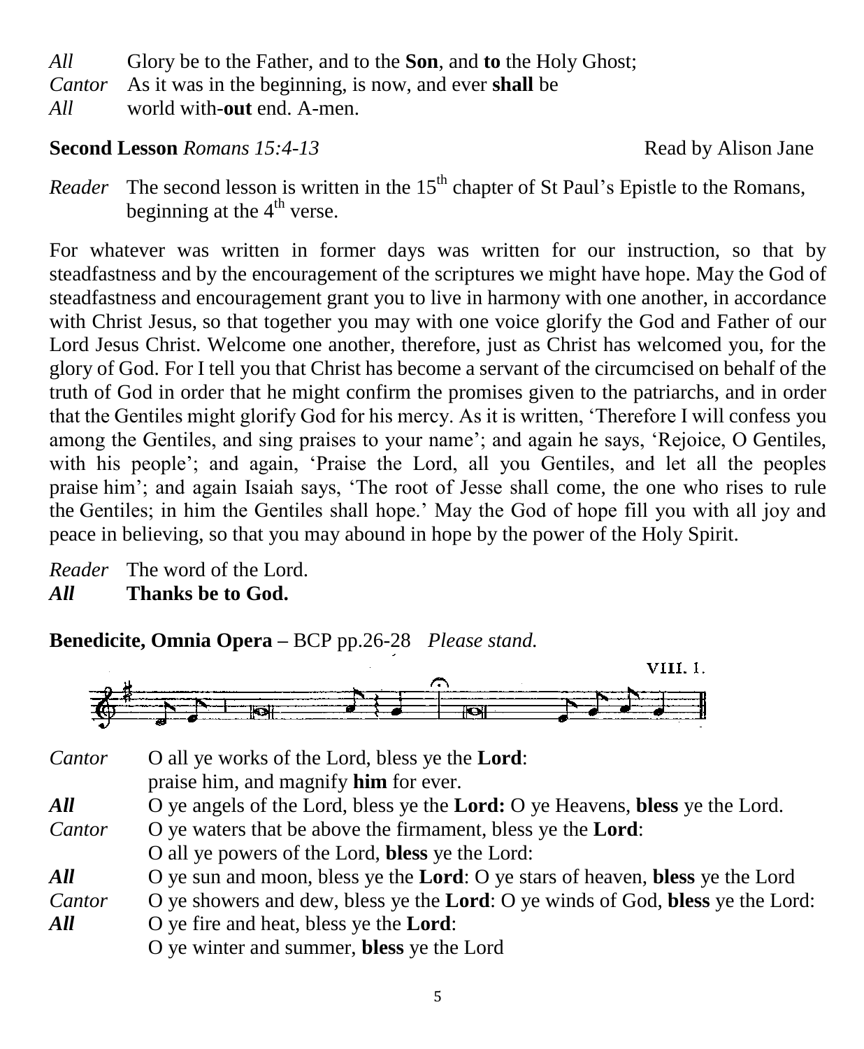*All* Glory be to the Father, and to the **Son**, and **to** the Holy Ghost;
*Cantor* As it was in the beginning, is now, and ever **shall** be
*All* world with-**out** end. A-men.

**Second Lesson** *Romans 15:4-13* Read by Alison Jane

*Reader* The second lesson is written in the 15th chapter of St Paul's Epistle to the Romans, beginning at the 4th verse.

For whatever was written in former days was written for our instruction, so that by steadfastness and by the encouragement of the scriptures we might have hope. May the God of steadfastness and encouragement grant you to live in harmony with one another, in accordance with Christ Jesus, so that together you may with one voice glorify the God and Father of our Lord Jesus Christ. Welcome one another, therefore, just as Christ has welcomed you, for the glory of God. For I tell you that Christ has become a servant of the circumcised on behalf of the truth of God in order that he might confirm the promises given to the patriarchs, and in order that the Gentiles might glorify God for his mercy. As it is written, 'Therefore I will confess you among the Gentiles, and sing praises to your name'; and again he says, 'Rejoice, O Gentiles, with his people'; and again, 'Praise the Lord, all you Gentiles, and let all the peoples praise him'; and again Isaiah says, 'The root of Jesse shall come, the one who rises to rule the Gentiles; in him the Gentiles shall hope.' May the God of hope fill you with all joy and peace in believing, so that you may abound in hope by the power of the Holy Spirit.

*Reader* The word of the Lord.
***All*** **Thanks be to God.**

**Benedicite, Omnia Opera –** BCP pp.26-28 *Please stand.*

VIII. I.

*Cantor* O all ye works of the Lord, bless ye the **Lord**:
praise him, and magnify **him** for ever.
***All*** O ye angels of the Lord, bless ye the **Lord:** O ye Heavens, **bless** ye the Lord.
*Cantor* O ye waters that be above the firmament, bless ye the **Lord**:
O all ye powers of the Lord, **bless** ye the Lord:
***All*** O ye sun and moon, bless ye the **Lord**: O ye stars of heaven, **bless** ye the Lord
*Cantor* O ye showers and dew, bless ye the **Lord**: O ye winds of God, **bless** ye the Lord:
***All*** O ye fire and heat, bless ye the **Lord**:
O ye winter and summer, **bless** ye the Lord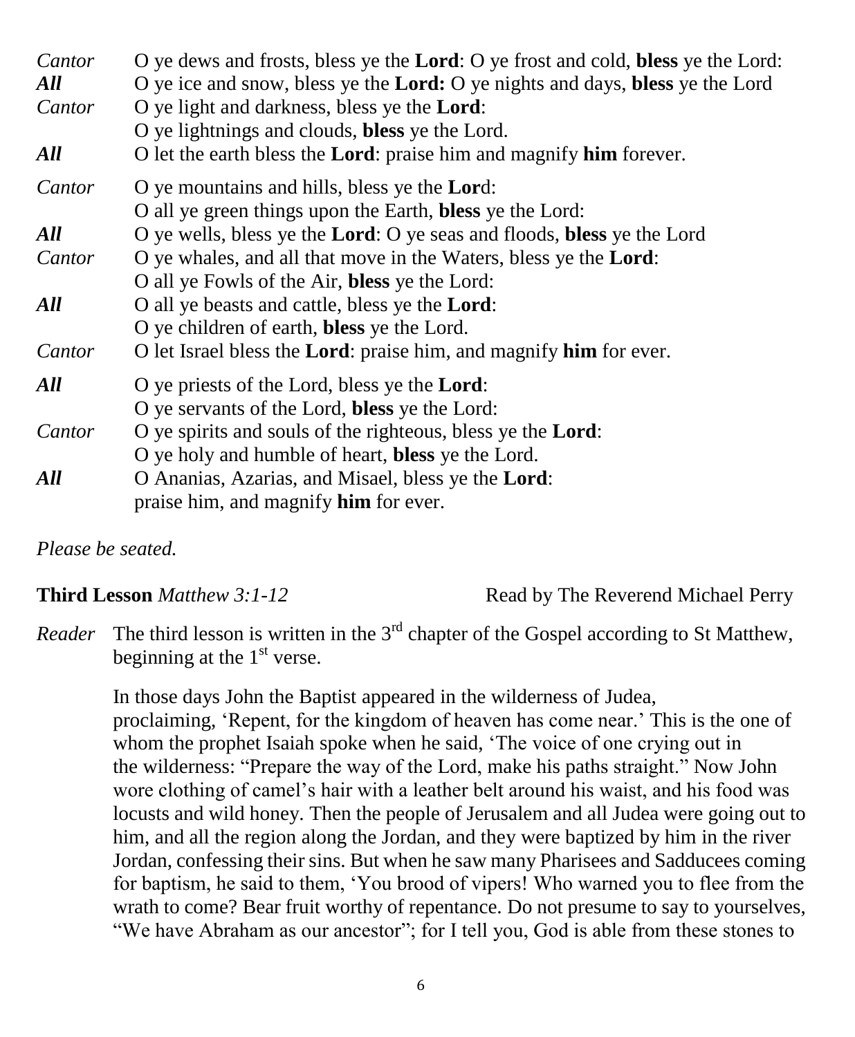*Cantor* O ye dews and frosts, bless ye the **Lord**: O ye frost and cold, **bless** ye the Lord:
***All*** O ye ice and snow, bless ye the **Lord:** O ye nights and days, **bless** ye the Lord
*Cantor* O ye light and darkness, bless ye the **Lord**:
O ye lightnings and clouds, **bless** ye the Lord.
***All*** O let the earth bless the **Lord**: praise him and magnify **him** forever.

*Cantor* O ye mountains and hills, bless ye the **Lor**d:
O all ye green things upon the Earth, **bless** ye the Lord:
***All*** O ye wells, bless ye the **Lord**: O ye seas and floods, **bless** ye the Lord
*Cantor* O ye whales, and all that move in the Waters, bless ye the **Lord**:
O all ye Fowls of the Air, **bless** ye the Lord:
***All*** O all ye beasts and cattle, bless ye the **Lord**:
O ye children of earth, **bless** ye the Lord.
*Cantor* O let Israel bless the **Lord**: praise him, and magnify **him** for ever.

***All*** O ye priests of the Lord, bless ye the **Lord**:
O ye servants of the Lord, **bless** ye the Lord:
*Cantor* O ye spirits and souls of the righteous, bless ye the **Lord**:
O ye holy and humble of heart, **bless** ye the Lord.
***All*** O Ananias, Azarias, and Misael, bless ye the **Lord**:
praise him, and magnify **him** for ever.

*Please be seated.*

**Third Lesson** *Matthew 3:1-12* Read by The Reverend Michael Perry

*Reader* The third lesson is written in the 3rd chapter of the Gospel according to St Matthew, beginning at the 1st verse.

In those days John the Baptist appeared in the wilderness of Judea, proclaiming, 'Repent, for the kingdom of heaven has come near.' This is the one of whom the prophet Isaiah spoke when he said, 'The voice of one crying out in the wilderness: "Prepare the way of the Lord, make his paths straight." Now John wore clothing of camel's hair with a leather belt around his waist, and his food was locusts and wild honey. Then the people of Jerusalem and all Judea were going out to him, and all the region along the Jordan, and they were baptized by him in the river Jordan, confessing their sins. But when he saw many Pharisees and Sadducees coming for baptism, he said to them, 'You brood of vipers! Who warned you to flee from the wrath to come? Bear fruit worthy of repentance. Do not presume to say to yourselves, "We have Abraham as our ancestor"; for I tell you, God is able from these stones to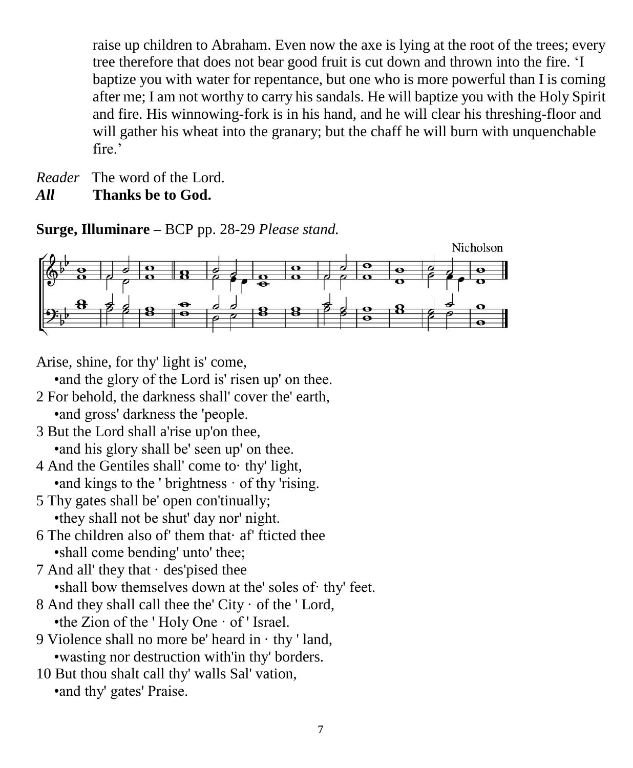raise up children to Abraham. Even now the axe is lying at the root of the trees; every tree therefore that does not bear good fruit is cut down and thrown into the fire. 'I baptize you with water for repentance, but one who is more powerful than I is coming after me; I am not worthy to carry his sandals. He will baptize you with the Holy Spirit and fire. His winnowing-fork is in his hand, and he will clear his threshing-floor and will gather his wheat into the granary; but the chaff he will burn with unquenchable fire.'

*Reader* The word of the Lord.
***All*** **Thanks be to God.**

**Surge, Illuminare –** BCP pp. 28-29 *Please stand.*

Nicholson

Arise, shine, for thy' light is' come,
•and the glory of the Lord is' risen up' on thee.
2 For behold, the darkness shall' cover the' earth,
•and gross' darkness the 'people.
3 But the Lord shall a'rise up'on thee,
•and his glory shall be' seen up' on thee.
4 And the Gentiles shall' come to· thy' light,
•and kings to the ' brightness · of thy 'rising.
5 Thy gates shall be' open con'tinually;
•they shall not be shut' day nor' night.
6 The children also of' them that· af' fticted thee
•shall come bending' unto' thee;
7 And all' they that · des'pised thee
•shall bow themselves down at the' soles of· thy' feet.
8 And they shall call thee the' City · of the ' Lord,
•the Zion of the ' Holy One · of ' Israel.
9 Violence shall no more be' heard in · thy ' land,
•wasting nor destruction with'in thy' borders.
10 But thou shalt call thy' walls Sal' vation,
•and thy' gates' Praise.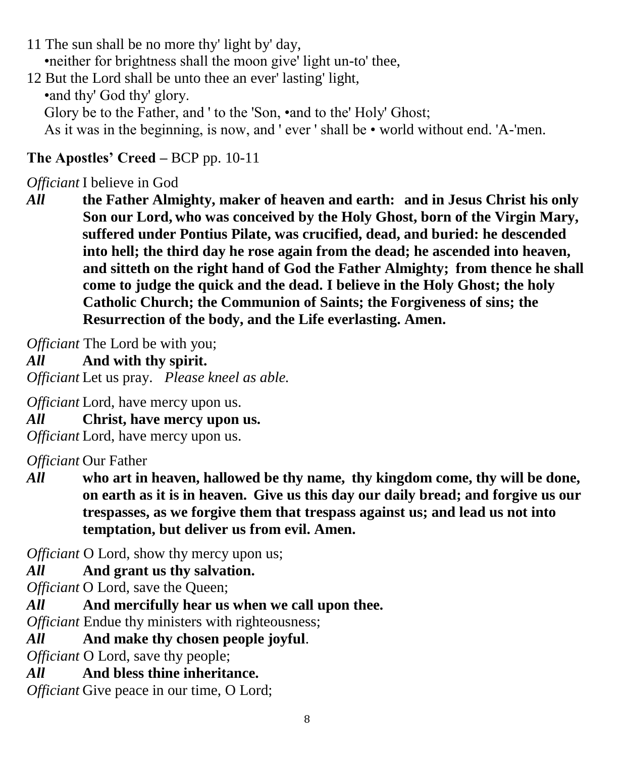11 The sun shall be no more thy' light by' day,
  •neither for brightness shall the moon give' light un-to' thee,
12 But the Lord shall be unto thee an ever' lasting' light,
  •and thy' God thy' glory.
  Glory be to the Father, and ' to the 'Son, •and to the' Holy' Ghost;
  As it was in the beginning, is now, and ' ever ' shall be • world without end. 'A-'men.

**The Apostles' Creed –** BCP pp. 10-11

*Officiant* I believe in God
***All*** **the Father Almighty, maker of heaven and earth: and in Jesus Christ his only Son our Lord, who was conceived by the Holy Ghost, born of the Virgin Mary, suffered under Pontius Pilate, was crucified, dead, and buried: he descended into hell; the third day he rose again from the dead; he ascended into heaven, and sitteth on the right hand of God the Father Almighty; from thence he shall come to judge the quick and the dead. I believe in the Holy Ghost; the holy Catholic Church; the Communion of Saints; the Forgiveness of sins; the Resurrection of the body, and the Life everlasting. Amen.**

*Officiant* The Lord be with you;
***All*** **And with thy spirit.**
*Officiant* Let us pray. *Please kneel as able.*

*Officiant* Lord, have mercy upon us.
***All*** **Christ, have mercy upon us.**
*Officiant* Lord, have mercy upon us.

*Officiant* Our Father
***All*** **who art in heaven, hallowed be thy name, thy kingdom come, thy will be done, on earth as it is in heaven. Give us this day our daily bread; and forgive us our trespasses, as we forgive them that trespass against us; and lead us not into temptation, but deliver us from evil. Amen.**

*Officiant* O Lord, show thy mercy upon us;
***All*** **And grant us thy salvation.**
*Officiant* O Lord, save the Queen;
***All*** **And mercifully hear us when we call upon thee.**
*Officiant* Endue thy ministers with righteousness;
***All*** **And make thy chosen people joyful**.
*Officiant* O Lord, save thy people;
***All*** **And bless thine inheritance.**
*Officiant* Give peace in our time, O Lord;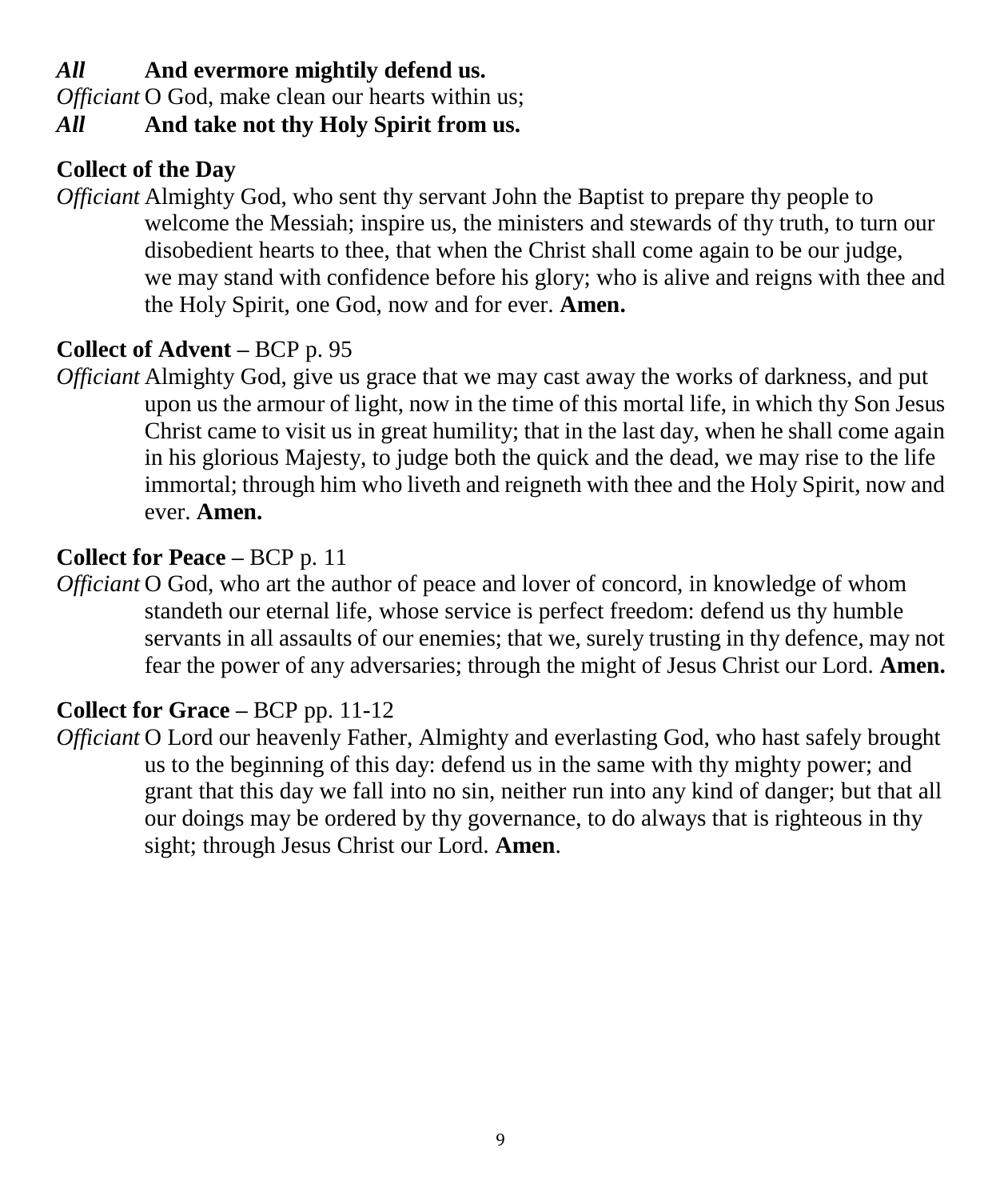*All* **And evermore mightily defend us.**
*Officiant* O God, make clean our hearts within us;
*All* **And take not thy Holy Spirit from us.**

**Collect of the Day**

*Officiant* Almighty God, who sent thy servant John the Baptist to prepare thy people to welcome the Messiah; inspire us, the ministers and stewards of thy truth, to turn our disobedient hearts to thee, that when the Christ shall come again to be our judge, we may stand with confidence before his glory; who is alive and reigns with thee and the Holy Spirit, one God, now and for ever. **Amen.**

**Collect of Advent –** BCP p. 95

*Officiant* Almighty God, give us grace that we may cast away the works of darkness, and put upon us the armour of light, now in the time of this mortal life, in which thy Son Jesus Christ came to visit us in great humility; that in the last day, when he shall come again in his glorious Majesty, to judge both the quick and the dead, we may rise to the life immortal; through him who liveth and reigneth with thee and the Holy Spirit, now and ever. **Amen.**

**Collect for Peace –** BCP p. 11

*Officiant* O God, who art the author of peace and lover of concord, in knowledge of whom standeth our eternal life, whose service is perfect freedom: defend us thy humble servants in all assaults of our enemies; that we, surely trusting in thy defence, may not fear the power of any adversaries; through the might of Jesus Christ our Lord. **Amen.**

**Collect for Grace –** BCP pp. 11-12

*Officiant* O Lord our heavenly Father, Almighty and everlasting God, who hast safely brought us to the beginning of this day: defend us in the same with thy mighty power; and grant that this day we fall into no sin, neither run into any kind of danger; but that all our doings may be ordered by thy governance, to do always that is righteous in thy sight; through Jesus Christ our Lord. **Amen**.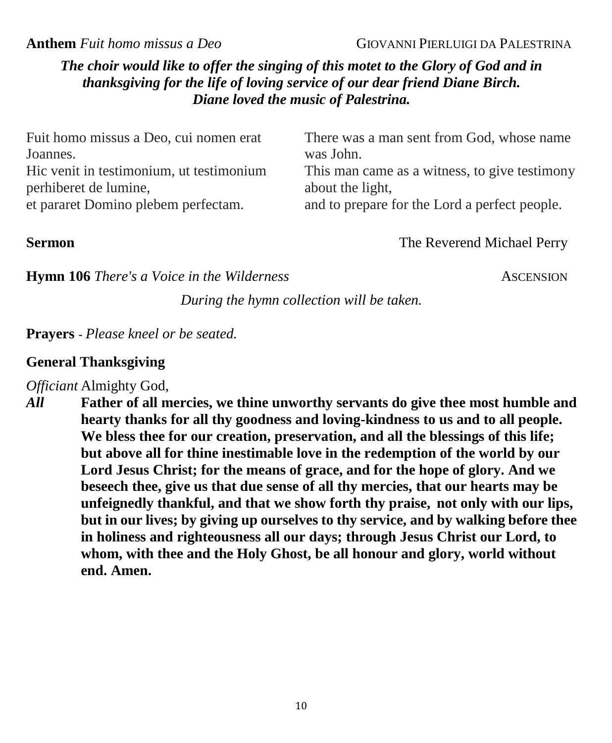**Anthem** *Fuit homo missus a Deo* GIOVANNI PIERLUIGI DA PALESTRINA

***The choir would like to offer the singing of this motet to the Glory of God and in thanksgiving for the life of loving service of our dear friend Diane Birch. Diane loved the music of Palestrina.***

| | |
|---|---|
| Fuit homo missus a Deo, cui nomen erat Joannes. | There was a man sent from God, whose name was John. |
| Hic venit in testimonium, ut testimonium perhiberet de lumine, | This man came as a witness, to give testimony about the light, |
| et pararet Domino plebem perfectam. | and to prepare for the Lord a perfect people. |

**Sermon** The Reverend Michael Perry

**Hymn 106** *There's a Voice in the Wilderness* ASCENSION

*During the hymn collection will be taken.*

**Prayers** - *Please kneel or be seated.*

**General Thanksgiving**

*Officiant* Almighty God,

***All*** **Father of all mercies, we thine unworthy servants do give thee most humble and hearty thanks for all thy goodness and loving-kindness to us and to all people. We bless thee for our creation, preservation, and all the blessings of this life; but above all for thine inestimable love in the redemption of the world by our Lord Jesus Christ; for the means of grace, and for the hope of glory. And we beseech thee, give us that due sense of all thy mercies, that our hearts may be unfeignedly thankful, and that we show forth thy praise, not only with our lips, but in our lives; by giving up ourselves to thy service, and by walking before thee in holiness and righteousness all our days; through Jesus Christ our Lord, to whom, with thee and the Holy Ghost, be all honour and glory, world without end. Amen.**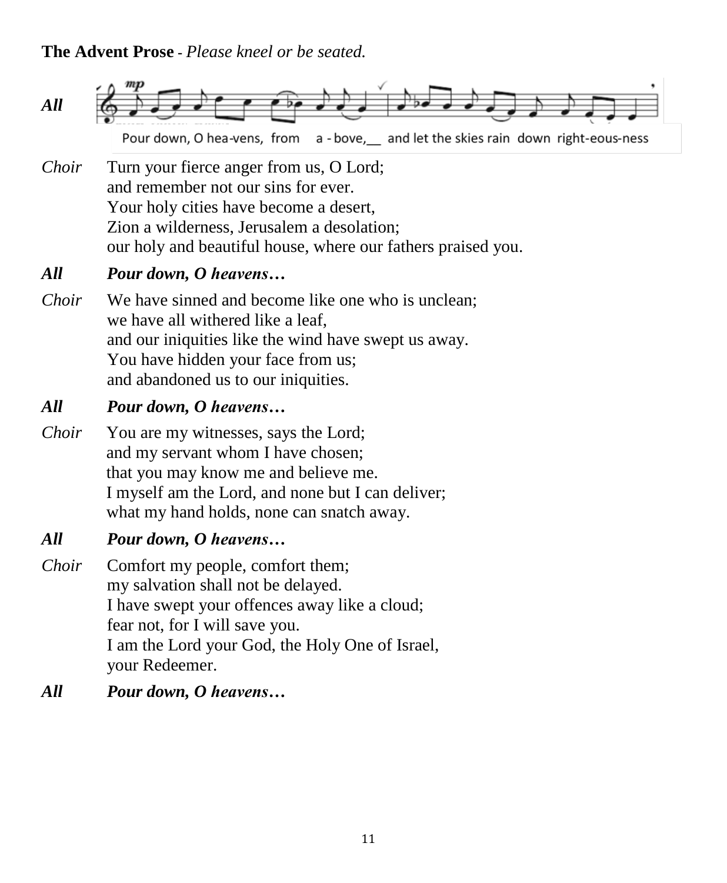**The Advent Prose** - *Please kneel or be seated.*

***All*** Pour down, O hea-vens, from a - bove,__ and let the skies rain down right-eous-ness

*Choir* Turn your fierce anger from us, O Lord;
and remember not our sins for ever.
Your holy cities have become a desert,
Zion a wilderness, Jerusalem a desolation;
our holy and beautiful house, where our fathers praised you.

***All*** ***Pour down, O heavens…***

*Choir* We have sinned and become like one who is unclean;
we have all withered like a leaf,
and our iniquities like the wind have swept us away.
You have hidden your face from us;
and abandoned us to our iniquities.

***All*** ***Pour down, O heavens…***

*Choir* You are my witnesses, says the Lord;
and my servant whom I have chosen;
that you may know me and believe me.
I myself am the Lord, and none but I can deliver;
what my hand holds, none can snatch away.

***All*** ***Pour down, O heavens…***

*Choir* Comfort my people, comfort them;
my salvation shall not be delayed.
I have swept your offences away like a cloud;
fear not, for I will save you.
I am the Lord your God, the Holy One of Israel,
your Redeemer.

***All*** ***Pour down, O heavens…***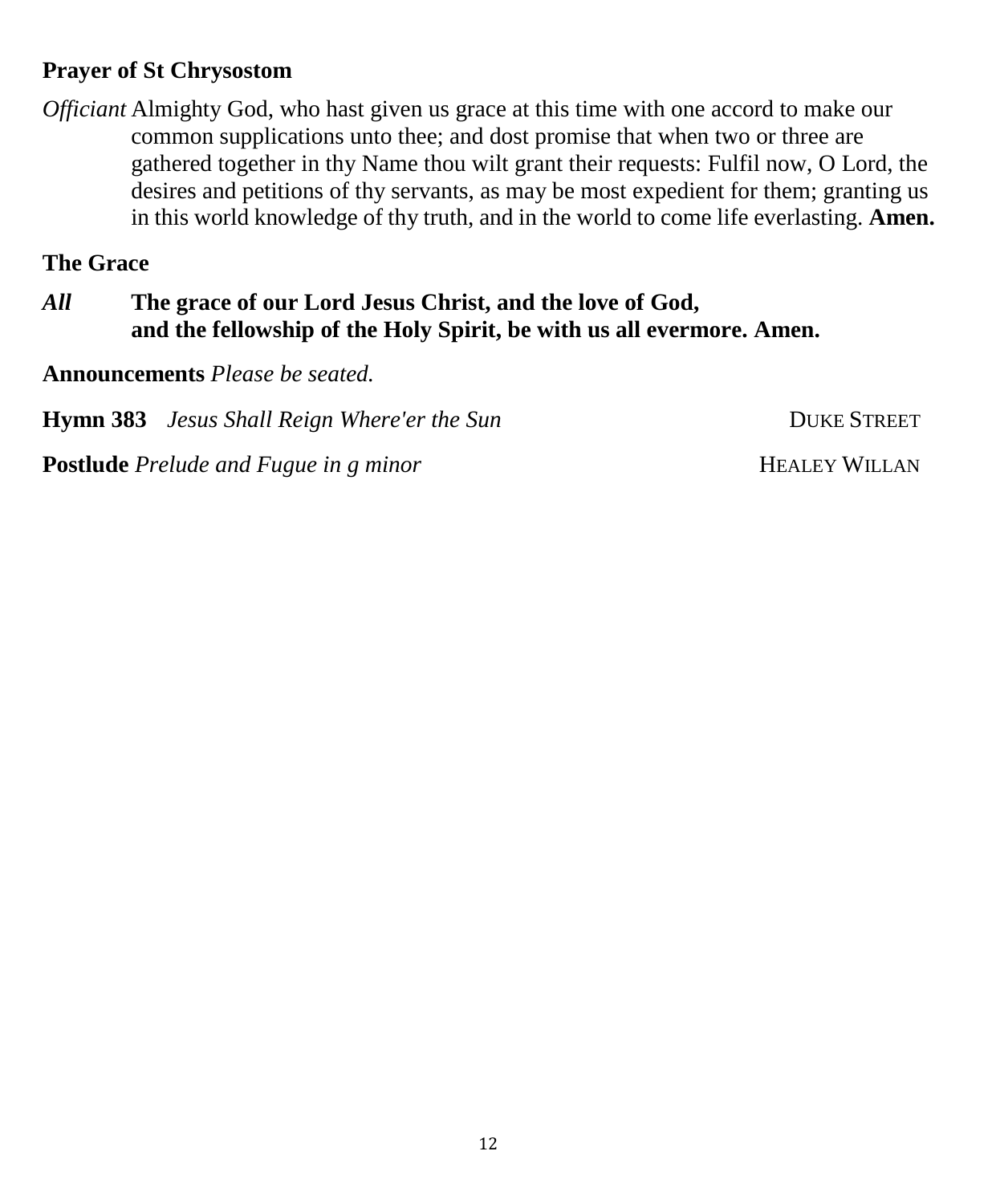**Prayer of St Chrysostom**

*Officiant* Almighty God, who hast given us grace at this time with one accord to make our common supplications unto thee; and dost promise that when two or three are gathered together in thy Name thou wilt grant their requests: Fulfil now, O Lord, the desires and petitions of thy servants, as may be most expedient for them; granting us in this world knowledge of thy truth, and in the world to come life everlasting. **Amen.**

**The Grace**

***All*** **The grace of our Lord Jesus Christ, and the love of God, and the fellowship of the Holy Spirit, be with us all evermore. Amen.**

**Announcements** *Please be seated.*

**Hymn 383** *Jesus Shall Reign Where'er the Sun* DUKE STREET

**Postlude** *Prelude and Fugue in g minor* HEALEY WILLAN